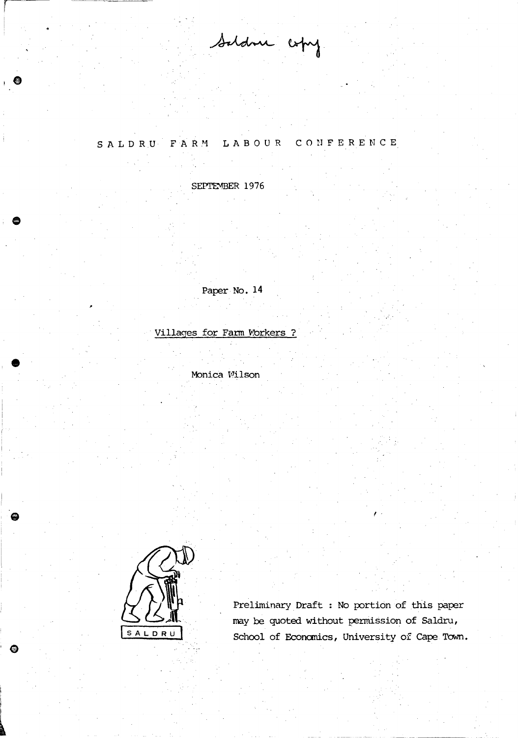Saldru copy

SALDRU FARM LABOUR CONFERENCE

SEPTEMBER 1976

Paper No. 14

Villages for Farm Workers ?

Monica Wilson

SALDRU

Preliminary Draft : No portion of this paper may be quoted without permission of Saldru, School of Economics, University of Cape Town.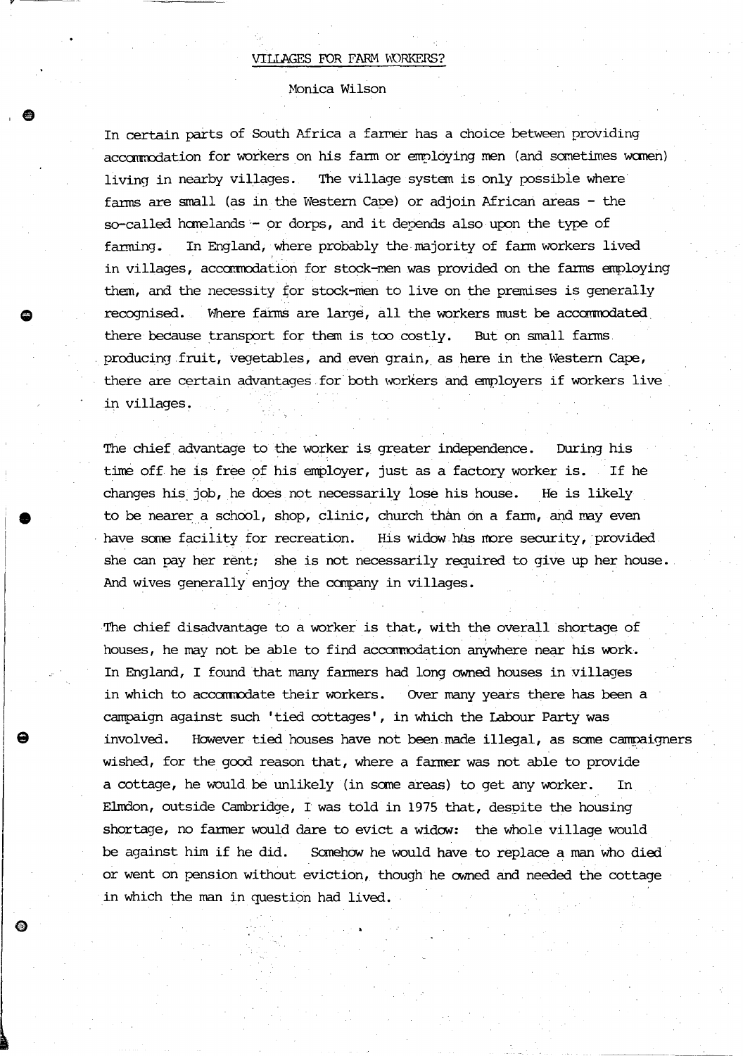VILLAGES FOR FARM WORKERS?

Monica Wilson

In certain parts of South Africa a farmer has a choice between providing accommodation for workers on his farm or employing men (and sometimes women) living in nearby villages. The village system is only possible where farms are small (as in the Western Cape) or adjoin African areas - the so-called homelands - or dorps, and it depends also upon the type of farming. In England, where probably the majority of farm workers lived in villages, accommodation for stock-men was provided on the farms employing them, and the necessity for stock-men to live on the premises is generally recognised. Where farms are large, all the workers must be accommodated there because transport for them is too costly. But on small farms producing fruit, vegetables, and even grain, as here in the Western Cape, there are certain advantages for both workers and employers if workers live in villages.

The chief advantage to the worker is greater independence. During his time off he is free of his employer, just as a factory worker is. If he changes his job, he does not necessarily lose his house. He is likely to be nearer a school, shop, clinic, church than on a farm, and may even have some facility for recreation. His widow has more security, provided she can pay her rent; she is not necessarily required to give up her house. And wives generally enjoy the company in villages.

The chief disadvantage to a worker is that, with the overall shortage of houses, he may not be able to find accommodation anywhere near his work. In England, I found that many farmers had long owned houses in villages in which to accommodate their workers. Over many years there has been a campaign against such 'tied cottages', in which the Labour Party was involved. However tied houses have not been made illegal, as some campaigners wished, for the good reason that, where a farmer was not able to provide a cottage, he would be unlikely (in some areas) to get any worker. In Elmdon, outside Cambridge, I was told in 1975 that, despite the housing shortage, no farmer would dare to evict a widow: the whole village would be against him if he did. Somehow he would have to replace a man who died or went on pension without eviction, though he owned and needed the cottage in which the man in question had lived.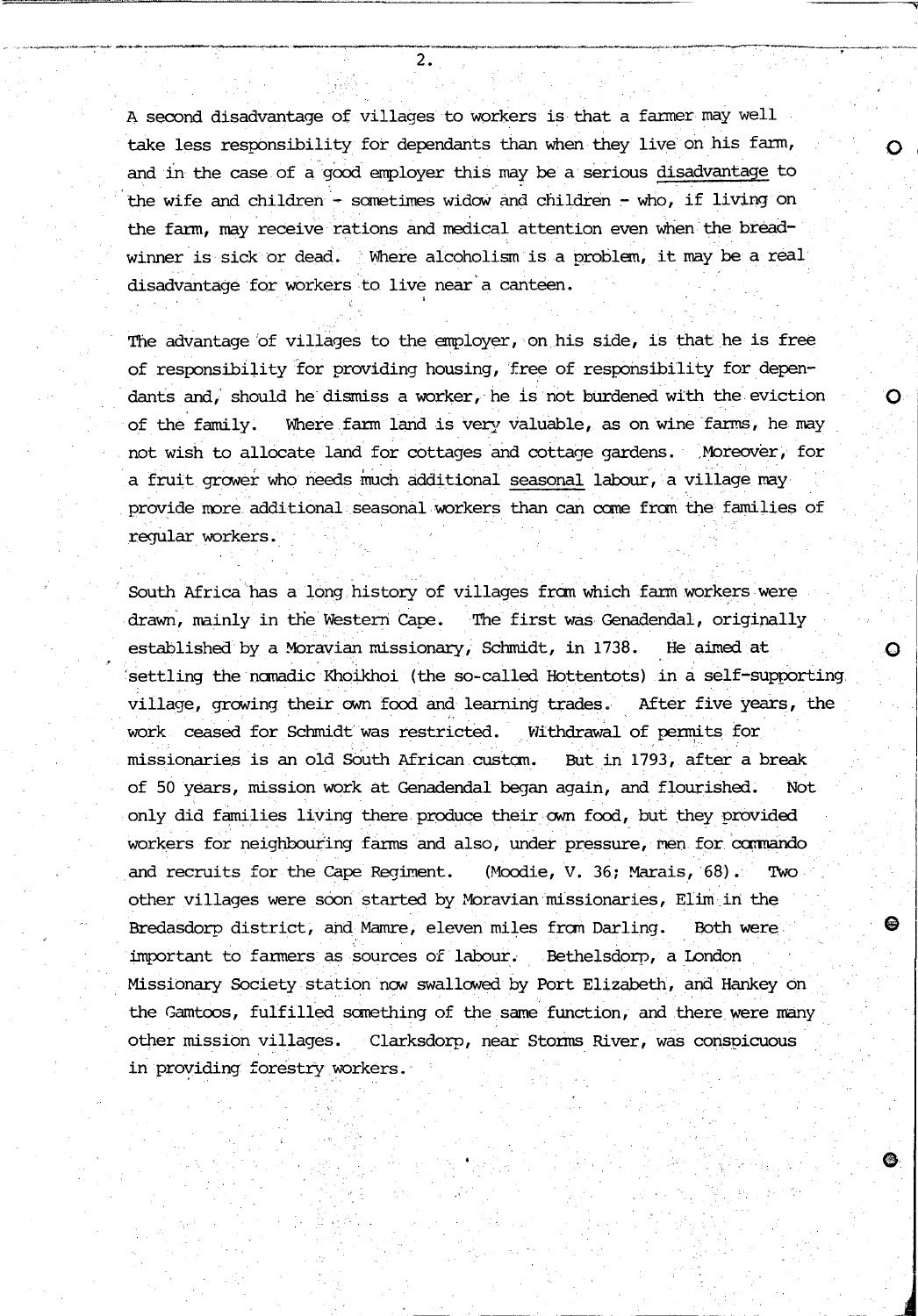A second disadvantage of villages to workers is that a farmer may well take less responsibility for dependants than when they live on his farm, and in the case of a good employer this may be a serious disadvantage to the wife and children - sometimes widow and children - who, if living on the farm, may receive rations and medical attention even when the bread-winner is sick or dead. Where alcoholism is a problem, it may be a real disadvantage for workers to live near a canteen.

The advantage of villages to the employer, on his side, is that he is free of responsibility for providing housing, free of responsibility for dependants and, should he dismiss a worker, he is not burdened with the eviction of the family. Where farm land is very valuable, as on wine farms, he may not wish to allocate land for cottages and cottage gardens. Moreover, for a fruit grower who needs much additional seasonal labour, a village may provide more additional seasonal workers than can come from the families of regular workers.

South Africa has a long history of villages from which farm workers were drawn, mainly in the Western Cape. The first was Genadendal, originally established by a Moravian missionary, Schmidt, in 1738. He aimed at settling the nomadic Khoikhoi (the so-called Hottentots) in a self-supporting village, growing their own food and learning trades. After five years, the work ceased for Schmidt was restricted. Withdrawal of permits for missionaries is an old South African custom. But in 1793, after a break of 50 years, mission work at Genadendal began again, and flourished. Not only did families living there produce their own food, but they provided workers for neighbouring farms and also, under pressure, men for commando and recruits for the Cape Regiment. (Moodie, V. 36; Marais, 68). Two other villages were soon started by Moravian missionaries, Elim in the Bredasdorp district, and Mamre, eleven miles from Darling. Both were important to farmers as sources of labour. Bethelsdorp, a London Missionary Society station now swallowed by Port Elizabeth, and Hankey on the Gamtoos, fulfilled something of the same function, and there were many other mission villages. Clarksdorp, near Storms River, was conspicuous in providing forestry workers.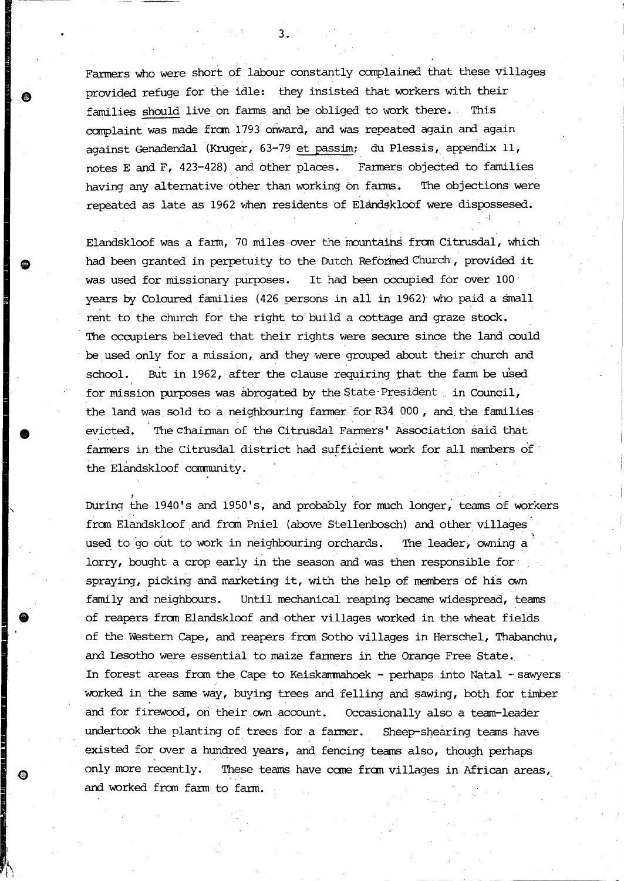Farmers who were short of labour constantly complained that these villages provided refuge for the idle: they insisted that workers with their families _should_ live on farms and be obliged to work there. This complaint was made from 1793 onward, and was repeated again and again against Genadendal (Kruger, 63-79 _et passim_; du Plessis, appendix 11, notes E and F, 423-428) and other places. Farmers objected to families having any alternative other than working on farms. The objections were repeated as late as 1962 when residents of Elandskloof were dispossesed.

Elandskloof was a farm, 70 miles over the mountains from Citrusdal, which had been granted in perpetuity to the Dutch Reformed Church, provided it was used for missionary purposes. It had been occupied for over 100 years by Coloured families (426 persons in all in 1962) who paid a small rent to the church for the right to build a cottage and graze stock. The occupiers believed that their rights were secure since the land could be used only for a mission, and they were grouped about their church and school. But in 1962, after the clause requiring that the farm be used for mission purposes was abrogated by the State President in Council, the land was sold to a neighbouring farmer for R34 000, and the families evicted. The Chairman of the Citrusdal Farmers' Association said that farmers in the Citrusdal district had sufficient work for all members of the Elandskloof community.

During the 1940's and 1950's, and probably for much longer, teams of workers from Elandskloof and from Pniel (above Stellenbosch) and other villages used to go out to work in neighbouring orchards. The leader, owning a lorry, bought a crop early in the season and was then responsible for spraying, picking and marketing it, with the help of members of his own family and neighbours. Until mechanical reaping became widespread, teams of reapers from Elandskloof and other villages worked in the wheat fields of the Western Cape, and reapers from Sotho villages in Herschel, Thabanchu, and Lesotho were essential to maize farmers in the Orange Free State. In forest areas from the Cape to Keiskammahoek - perhaps into Natal - sawyers worked in the same way, buying trees and felling and sawing, both for timber and for firewood, on their own account. Occasionally also a team-leader undertook the planting of trees for a farmer. Sheep-shearing teams have existed for over a hundred years, and fencing teams also, though perhaps only more recently. These teams have come from villages in African areas, and worked from farm to farm.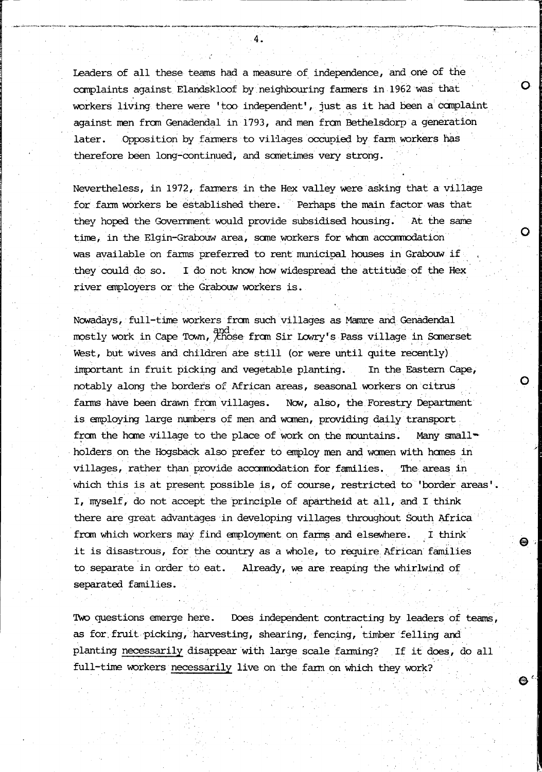Leaders of all these teams had a measure of independence, and one of the complaints against Elandskloof by neighbouring farmers in 1962 was that workers living there were 'too independent', just as it had been a complaint against men from Genadendal in 1793, and men from Bethelsdorp a generation later. Opposition by farmers to villages occupied by farm workers has therefore been long-continued, and sometimes very strong.

Nevertheless, in 1972, farmers in the Hex valley were asking that a village for farm workers be established there. Perhaps the main factor was that they hoped the Government would provide subsidised housing. At the same time, in the Elgin-Grabouw area, some workers for whom accommodation was available on farms preferred to rent municipal houses in Grabouw if they could do so. I do not know how widespread the attitude of the Hex river employers or the Grabouw workers is.

Nowadays, full-time workers from such villages as Mamre and Genadendal mostly work in Cape Town, and those from Sir Lowry's Pass village in Somerset West, but wives and children are still (or were until quite recently) important in fruit picking and vegetable planting. In the Eastern Cape, notably along the borders of African areas, seasonal workers on citrus farms have been drawn from villages. Now, also, the Forestry Department is employing large numbers of men and women, providing daily transport from the home village to the place of work on the mountains. Many small-holders on the Hogsback also prefer to employ men and women with homes in villages, rather than provide accommodation for families. The areas in which this is at present possible is, of course, restricted to 'border areas'. I, myself, do not accept the principle of apartheid at all, and I think there are great advantages in developing villages throughout South Africa from which workers may find employment on farms and elsewhere. I think it is disastrous, for the country as a whole, to require African families to separate in order to eat. Already, we are reaping the whirlwind of separated families.

Two questions emerge here. Does independent contracting by leaders of teams, as for fruit picking, harvesting, shearing, fencing, timber felling and planting <u>necessarily</u> disappear with large scale farming? If it does, do all full-time workers <u>necessarily</u> live on the farm on which they work?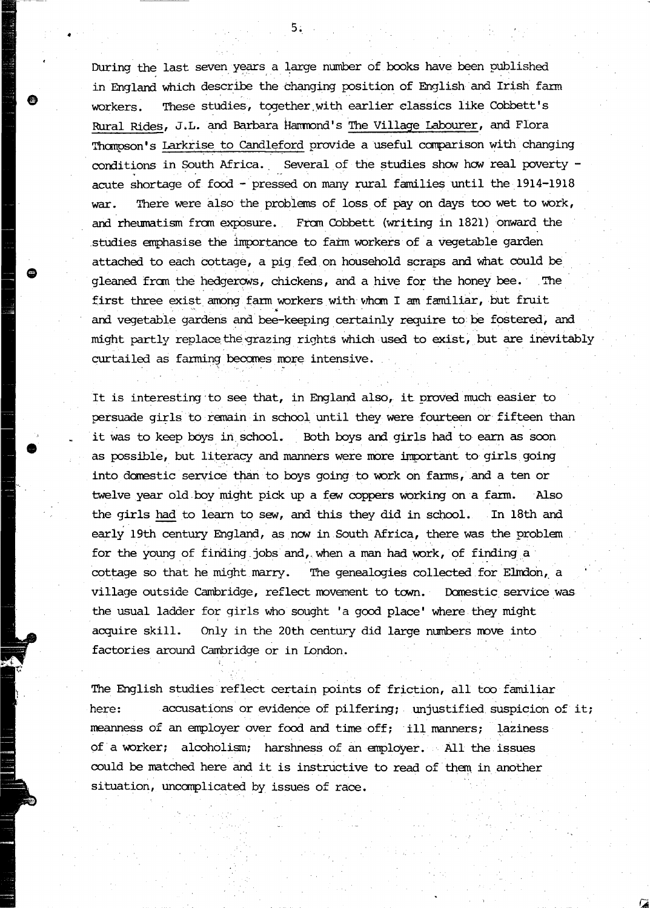During the last seven years a large number of books have been published in England which describe the changing position of English and Irish farm workers. These studies, together with earlier classics like Cobbett's Rural Rides, J.L. and Barbara Hammond's The Village Labourer, and Flora Thompson's Larkrise to Candleford provide a useful comparison with changing conditions in South Africa. Several of the studies show how real poverty - acute shortage of food - pressed on many rural families until the 1914-1918 war. There were also the problems of loss of pay on days too wet to work, and rheumatism from exposure. From Cobbett (writing in 1821) onward the studies emphasise the importance to farm workers of a vegetable garden attached to each cottage, a pig fed on household scraps and what could be gleaned from the hedgerows, chickens, and a hive for the honey bee. The first three exist among farm workers with whom I am familiar, but fruit and vegetable gardens and bee-keeping certainly require to be fostered, and might partly replace the grazing rights which used to exist, but are inevitably curtailed as farming becomes more intensive.

It is interesting to see that, in England also, it proved much easier to persuade girls to remain in school until they were fourteen or fifteen than it was to keep boys in school. Both boys and girls had to earn as soon as possible, but literacy and manners were more important to girls going into domestic service than to boys going to work on farms, and a ten or twelve year old boy might pick up a few coppers working on a farm. Also the girls had to learn to sew, and this they did in school. In 18th and early 19th century England, as now in South Africa, there was the problem for the young of finding jobs and, when a man had work, of finding a cottage so that he might marry. The genealogies collected for Elmdon, a village outside Cambridge, reflect movement to town. Domestic service was the usual ladder for girls who sought 'a good place' where they might acquire skill. Only in the 20th century did large numbers move into factories around Cambridge or in London.

The English studies reflect certain points of friction, all too familiar here: accusations or evidence of pilfering; unjustified suspicion of it; meanness of an employer over food and time off; ill manners; laziness of a worker; alcoholism; harshness of an employer. All the issues could be matched here and it is instructive to read of them in another situation, uncomplicated by issues of race.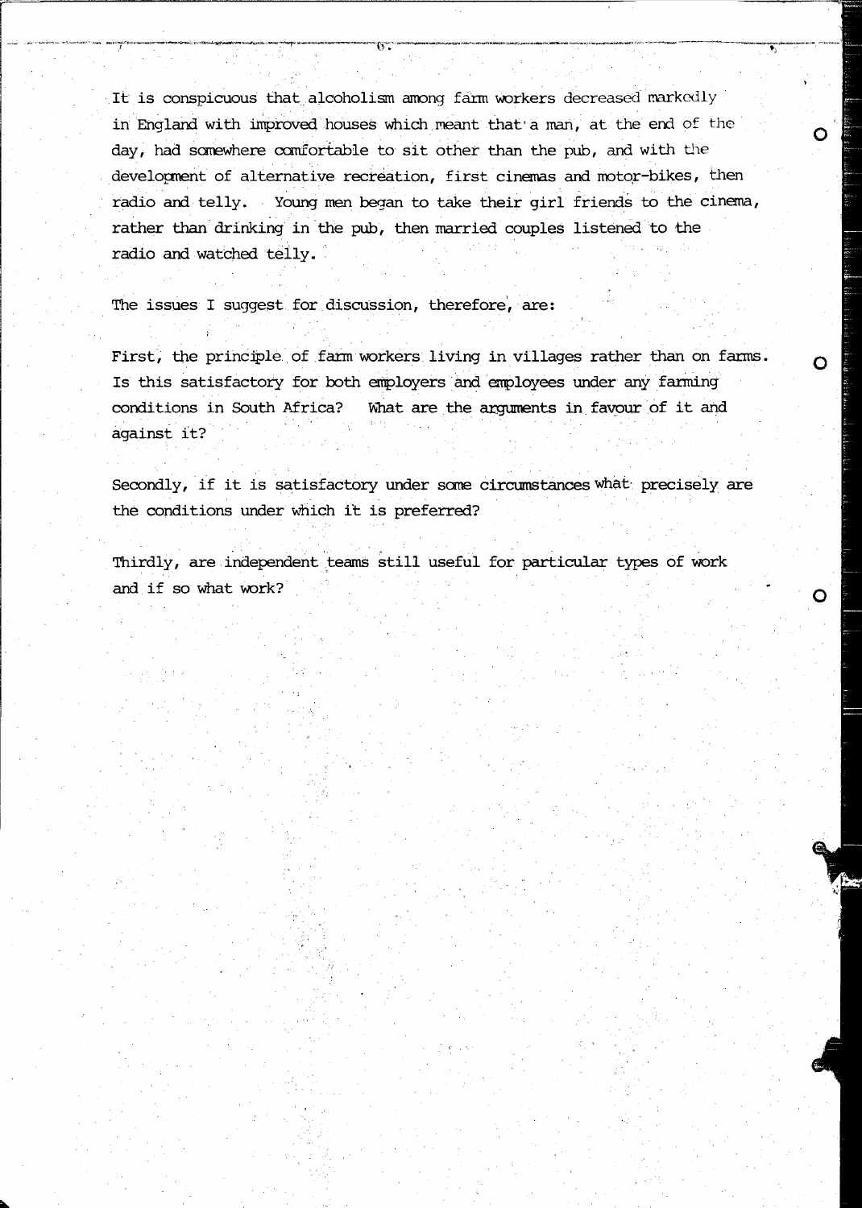It is conspicuous that alcoholism among farm workers decreased markedly in England with improved houses which meant that a man, at the end of the day, had somewhere comfortable to sit other than the pub, and with the development of alternative recreation, first cinemas and motor-bikes, then radio and telly. Young men began to take their girl friends to the cinema, rather than drinking in the pub, then married couples listened to the radio and watched telly.

The issues I suggest for discussion, therefore, are:

First, the principle of farm workers living in villages rather than on farms. Is this satisfactory for both employers and employees under any farming conditions in South Africa? What are the arguments in favour of it and against it?

Secondly, if it is satisfactory under some circumstances what precisely are the conditions under which it is preferred?

Thirdly, are independent teams still useful for particular types of work and if so what work?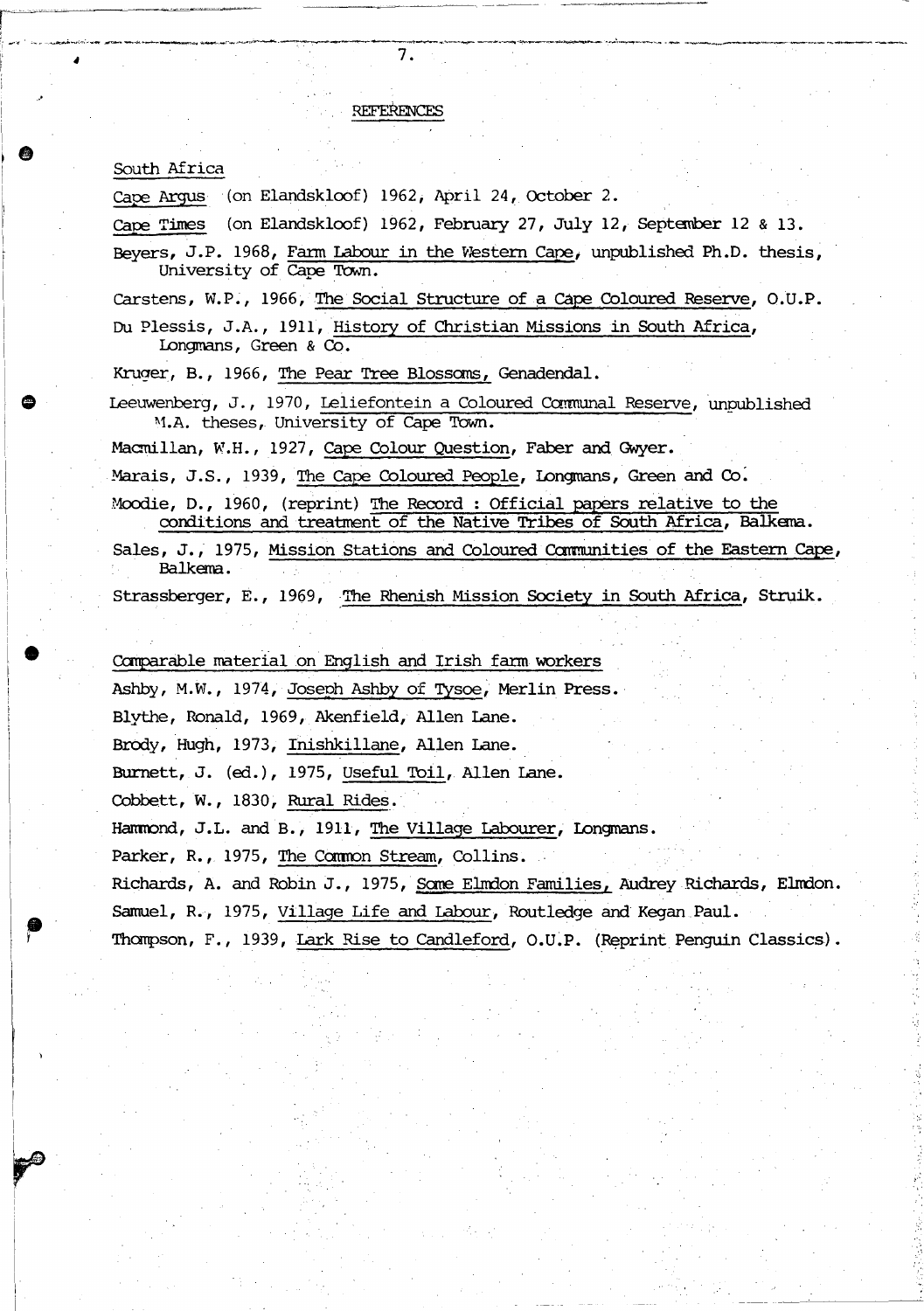## REFERENCES

### South Africa

Cape Argus (on Elandskloof) 1962, April 24, October 2.

Cape Times (on Elandskloof) 1962, February 27, July 12, September 12 & 13.

Beyers, J.P. 1968, Farm Labour in the Western Cape, unpublished Ph.D. thesis, University of Cape Town.

Carstens, W.P., 1966, The Social Structure of a Cape Coloured Reserve, O.U.P.

Du Plessis, J.A., 1911, History of Christian Missions in South Africa, Longmans, Green & Co.

Kruger, B., 1966, The Pear Tree Blossoms, Genadendal.

Leeuwenberg, J., 1970, Leliefontein a Coloured Communal Reserve, unpublished M.A. theses, University of Cape Town.

Macmillan, W.H., 1927, Cape Colour Question, Faber and Gwyer.

Marais, J.S., 1939, The Cape Coloured People, Longmans, Green and Co.

Moodie, D., 1960, (reprint) The Record : Official papers relative to the conditions and treatment of the Native Tribes of South Africa, Balkema.

Sales, J., 1975, Mission Stations and Coloured Communities of the Eastern Cape, Balkema.

Strassberger, E., 1969, The Rhenish Mission Society in South Africa, Struik.

### Comparable material on English and Irish farm workers

Ashby, M.W., 1974, Joseph Ashby of Tysoe, Merlin Press.

Blythe, Ronald, 1969, Akenfield, Allen Lane.

Brody, Hugh, 1973, Inishkillane, Allen Lane.

Burnett, J. (ed.), 1975, Useful Toil, Allen Lane.

Cobbett, W., 1830, Rural Rides.

Hammond, J.L. and B., 1911, The Village Labourer, Longmans.

Parker, R., 1975, The Common Stream, Collins.

Richards, A. and Robin J., 1975, Some Elmdon Families, Audrey Richards, Elmdon.

Samuel, R., 1975, Village Life and Labour, Routledge and Kegan Paul.

Thompson, F., 1939, Lark Rise to Candleford, O.U.P. (Reprint Penguin Classics).